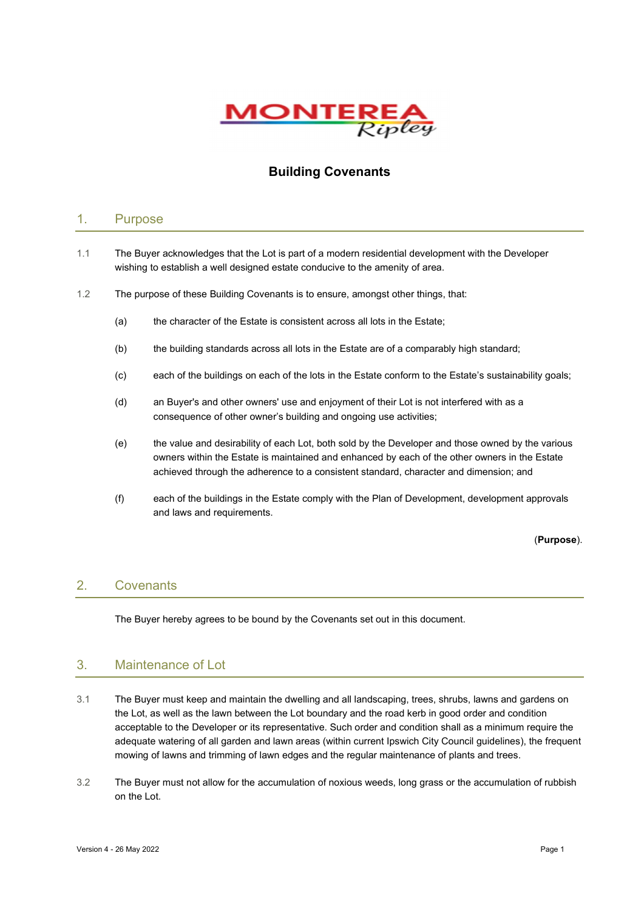MONTEREA Ripley

# Building Covenants

## 1. Purpose

1.1 The Buyer acknowledges that the Lot is part of a modern residential development with the Developer wishing to establish a well designed estate conducive to the amenity of area.

1.2 The purpose of these Building Covenants is to ensure, amongst other things, that:

(a) the character of the Estate is consistent across all lots in the Estate;

(b) the building standards across all lots in the Estate are of a comparably high standard;

(c) each of the buildings on each of the lots in the Estate conform to the Estate's sustainability goals;

(d) an Buyer's and other owners' use and enjoyment of their Lot is not interfered with as a consequence of other owner's building and ongoing use activities;

(e) the value and desirability of each Lot, both sold by the Developer and those owned by the various owners within the Estate is maintained and enhanced by each of the other owners in the Estate achieved through the adherence to a consistent standard, character and dimension; and

(f) each of the buildings in the Estate comply with the Plan of Development, development approvals and laws and requirements.

(**Purpose**).

## 2. Covenants

The Buyer hereby agrees to be bound by the Covenants set out in this document.

## 3. Maintenance of Lot

3.1 The Buyer must keep and maintain the dwelling and all landscaping, trees, shrubs, lawns and gardens on the Lot, as well as the lawn between the Lot boundary and the road kerb in good order and condition acceptable to the Developer or its representative. Such order and condition shall as a minimum require the adequate watering of all garden and lawn areas (within current Ipswich City Council guidelines), the frequent mowing of lawns and trimming of lawn edges and the regular maintenance of plants and trees.

3.2 The Buyer must not allow for the accumulation of noxious weeds, long grass or the accumulation of rubbish on the Lot.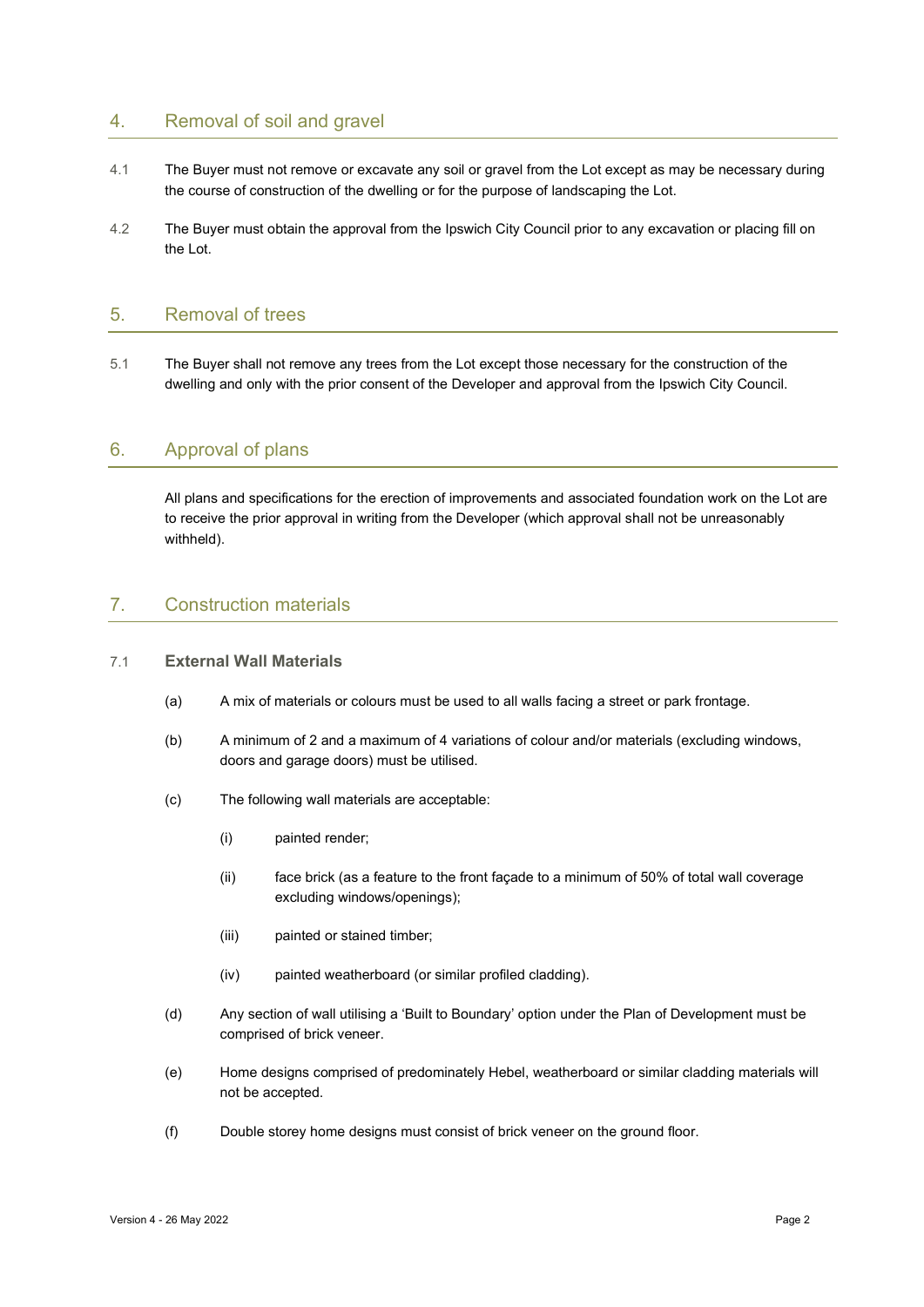## 4. Removal of soil and gravel

4.1 The Buyer must not remove or excavate any soil or gravel from the Lot except as may be necessary during the course of construction of the dwelling or for the purpose of landscaping the Lot.

4.2 The Buyer must obtain the approval from the Ipswich City Council prior to any excavation or placing fill on the Lot.

## 5. Removal of trees

5.1 The Buyer shall not remove any trees from the Lot except those necessary for the construction of the dwelling and only with the prior consent of the Developer and approval from the Ipswich City Council.

## 6. Approval of plans

All plans and specifications for the erection of improvements and associated foundation work on the Lot are to receive the prior approval in writing from the Developer (which approval shall not be unreasonably withheld).

## 7. Construction materials

### 7.1 **External Wall Materials**

(a) A mix of materials or colours must be used to all walls facing a street or park frontage.

(b) A minimum of 2 and a maximum of 4 variations of colour and/or materials (excluding windows, doors and garage doors) must be utilised.

(c) The following wall materials are acceptable:

- (i) painted render;
- (ii) face brick (as a feature to the front façade to a minimum of 50% of total wall coverage excluding windows/openings);
- (iii) painted or stained timber;
- (iv) painted weatherboard (or similar profiled cladding).

(d) Any section of wall utilising a 'Built to Boundary' option under the Plan of Development must be comprised of brick veneer.

(e) Home designs comprised of predominately Hebel, weatherboard or similar cladding materials will not be accepted.

(f) Double storey home designs must consist of brick veneer on the ground floor.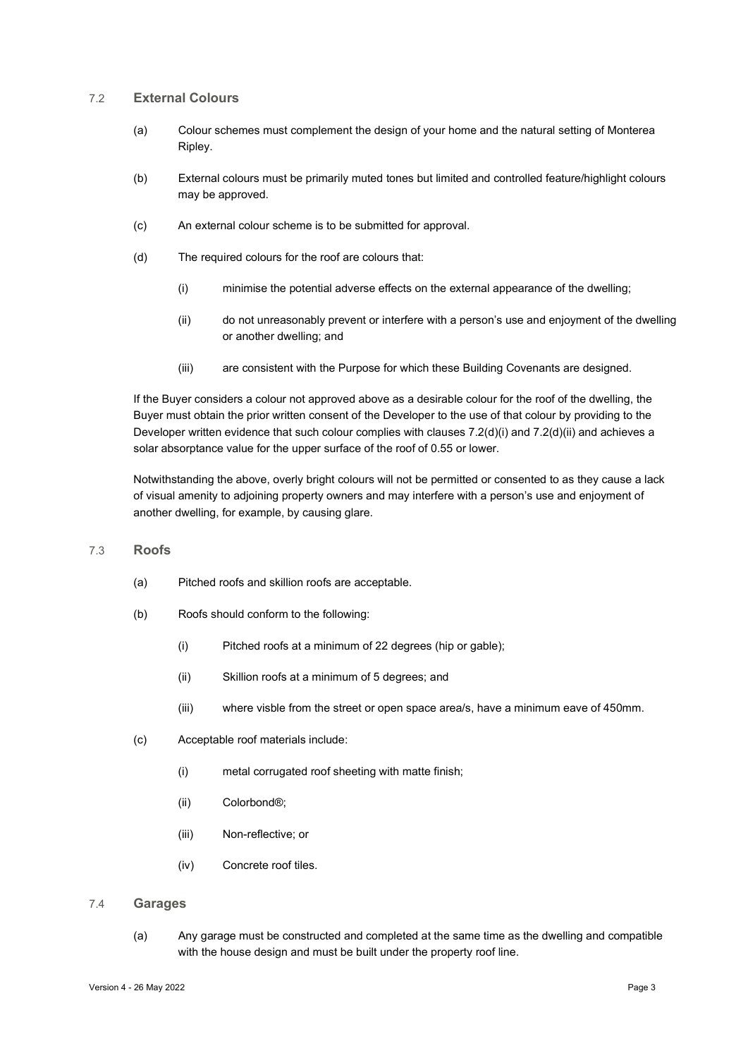### 7.2 External Colours

(a) Colour schemes must complement the design of your home and the natural setting of Monterea Ripley.

(b) External colours must be primarily muted tones but limited and controlled feature/highlight colours may be approved.

(c) An external colour scheme is to be submitted for approval.

(d) The required colours for the roof are colours that:

(i) minimise the potential adverse effects on the external appearance of the dwelling;

(ii) do not unreasonably prevent or interfere with a person's use and enjoyment of the dwelling or another dwelling; and

(iii) are consistent with the Purpose for which these Building Covenants are designed.

If the Buyer considers a colour not approved above as a desirable colour for the roof of the dwelling, the Buyer must obtain the prior written consent of the Developer to the use of that colour by providing to the Developer written evidence that such colour complies with clauses 7.2(d)(i) and 7.2(d)(ii) and achieves a solar absorptance value for the upper surface of the roof of 0.55 or lower.

Notwithstanding the above, overly bright colours will not be permitted or consented to as they cause a lack of visual amenity to adjoining property owners and may interfere with a person's use and enjoyment of another dwelling, for example, by causing glare.

### 7.3 Roofs

(a) Pitched roofs and skillion roofs are acceptable.

(b) Roofs should conform to the following:

(i) Pitched roofs at a minimum of 22 degrees (hip or gable);

(ii) Skillion roofs at a minimum of 5 degrees; and

(iii) where visble from the street or open space area/s, have a minimum eave of 450mm.

(c) Acceptable roof materials include:

(i) metal corrugated roof sheeting with matte finish;

(ii) Colorbond®;

(iii) Non-reflective; or

(iv) Concrete roof tiles.

### 7.4 Garages

(a) Any garage must be constructed and completed at the same time as the dwelling and compatible with the house design and must be built under the property roof line.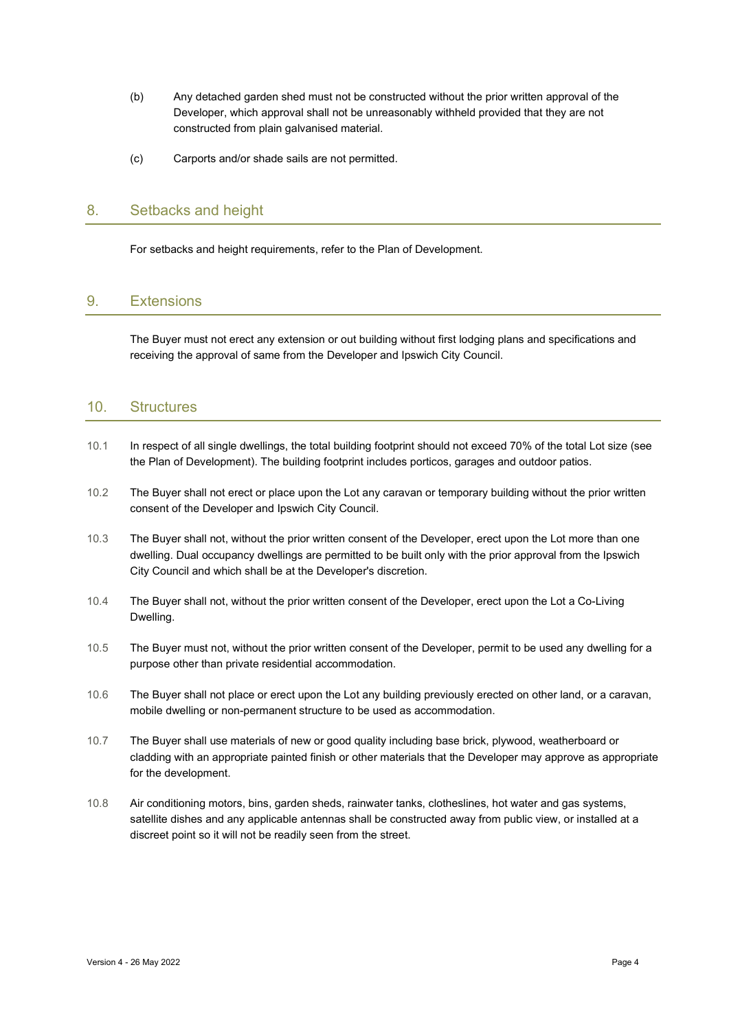(b) Any detached garden shed must not be constructed without the prior written approval of the Developer, which approval shall not be unreasonably withheld provided that they are not constructed from plain galvanised material.

(c) Carports and/or shade sails are not permitted.

## 8. Setbacks and height

For setbacks and height requirements, refer to the Plan of Development.

## 9. Extensions

The Buyer must not erect any extension or out building without first lodging plans and specifications and receiving the approval of same from the Developer and Ipswich City Council.

## 10. Structures

10.1 In respect of all single dwellings, the total building footprint should not exceed 70% of the total Lot size (see the Plan of Development). The building footprint includes porticos, garages and outdoor patios.

10.2 The Buyer shall not erect or place upon the Lot any caravan or temporary building without the prior written consent of the Developer and Ipswich City Council.

10.3 The Buyer shall not, without the prior written consent of the Developer, erect upon the Lot more than one dwelling. Dual occupancy dwellings are permitted to be built only with the prior approval from the Ipswich City Council and which shall be at the Developer's discretion.

10.4 The Buyer shall not, without the prior written consent of the Developer, erect upon the Lot a Co-Living Dwelling.

10.5 The Buyer must not, without the prior written consent of the Developer, permit to be used any dwelling for a purpose other than private residential accommodation.

10.6 The Buyer shall not place or erect upon the Lot any building previously erected on other land, or a caravan, mobile dwelling or non-permanent structure to be used as accommodation.

10.7 The Buyer shall use materials of new or good quality including base brick, plywood, weatherboard or cladding with an appropriate painted finish or other materials that the Developer may approve as appropriate for the development.

10.8 Air conditioning motors, bins, garden sheds, rainwater tanks, clotheslines, hot water and gas systems, satellite dishes and any applicable antennas shall be constructed away from public view, or installed at a discreet point so it will not be readily seen from the street.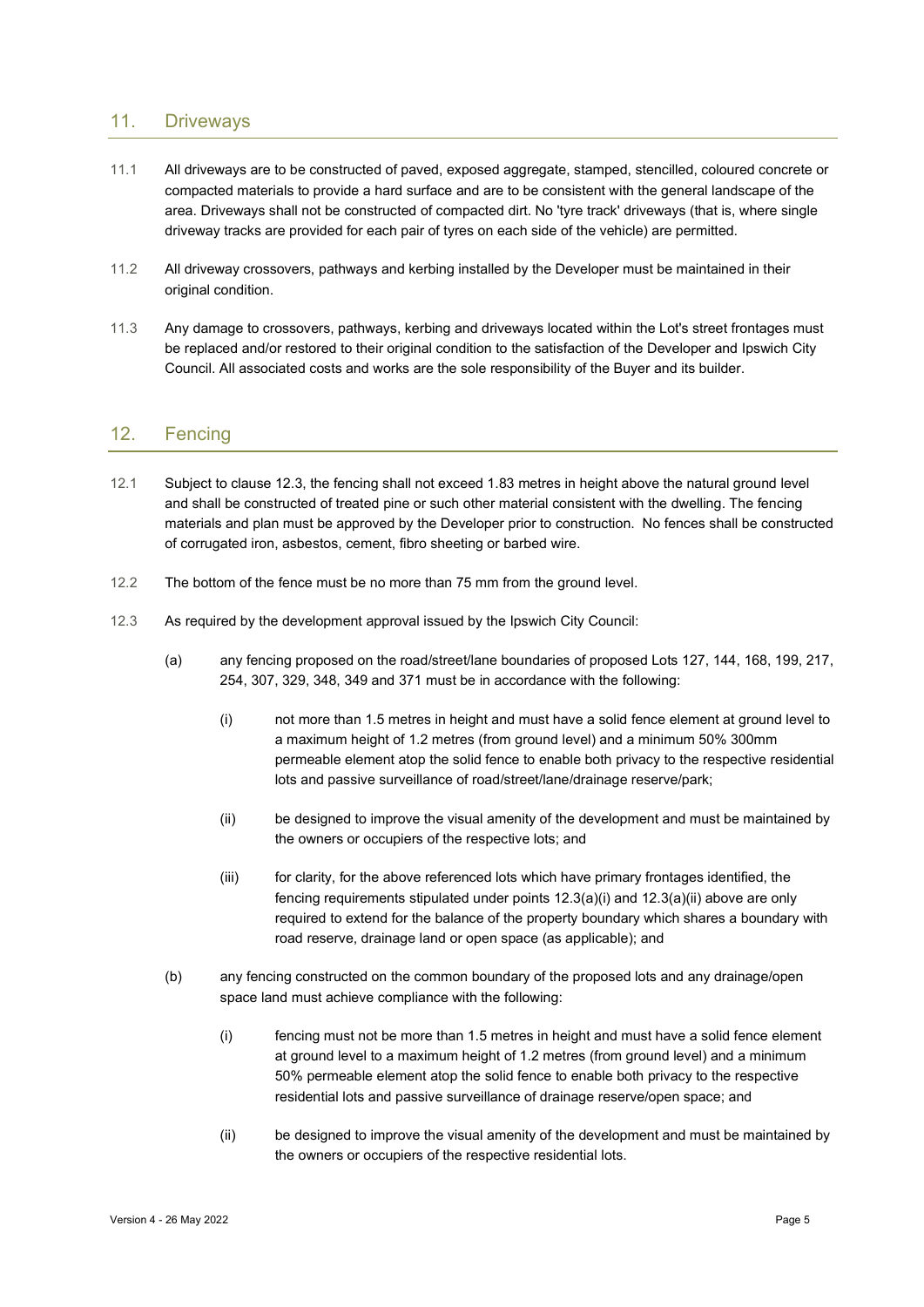## 11. Driveways

11.1 All driveways are to be constructed of paved, exposed aggregate, stamped, stencilled, coloured concrete or compacted materials to provide a hard surface and are to be consistent with the general landscape of the area. Driveways shall not be constructed of compacted dirt. No 'tyre track' driveways (that is, where single driveway tracks are provided for each pair of tyres on each side of the vehicle) are permitted.

11.2 All driveway crossovers, pathways and kerbing installed by the Developer must be maintained in their original condition.

11.3 Any damage to crossovers, pathways, kerbing and driveways located within the Lot's street frontages must be replaced and/or restored to their original condition to the satisfaction of the Developer and Ipswich City Council. All associated costs and works are the sole responsibility of the Buyer and its builder.

## 12. Fencing

12.1 Subject to clause 12.3, the fencing shall not exceed 1.83 metres in height above the natural ground level and shall be constructed of treated pine or such other material consistent with the dwelling. The fencing materials and plan must be approved by the Developer prior to construction. No fences shall be constructed of corrugated iron, asbestos, cement, fibro sheeting or barbed wire.

12.2 The bottom of the fence must be no more than 75 mm from the ground level.

12.3 As required by the development approval issued by the Ipswich City Council:

(a) any fencing proposed on the road/street/lane boundaries of proposed Lots 127, 144, 168, 199, 217, 254, 307, 329, 348, 349 and 371 must be in accordance with the following:

(i) not more than 1.5 metres in height and must have a solid fence element at ground level to a maximum height of 1.2 metres (from ground level) and a minimum 50% 300mm permeable element atop the solid fence to enable both privacy to the respective residential lots and passive surveillance of road/street/lane/drainage reserve/park;

(ii) be designed to improve the visual amenity of the development and must be maintained by the owners or occupiers of the respective lots; and

(iii) for clarity, for the above referenced lots which have primary frontages identified, the fencing requirements stipulated under points 12.3(a)(i) and 12.3(a)(ii) above are only required to extend for the balance of the property boundary which shares a boundary with road reserve, drainage land or open space (as applicable); and

(b) any fencing constructed on the common boundary of the proposed lots and any drainage/open space land must achieve compliance with the following:

(i) fencing must not be more than 1.5 metres in height and must have a solid fence element at ground level to a maximum height of 1.2 metres (from ground level) and a minimum 50% permeable element atop the solid fence to enable both privacy to the respective residential lots and passive surveillance of drainage reserve/open space; and

(ii) be designed to improve the visual amenity of the development and must be maintained by the owners or occupiers of the respective residential lots.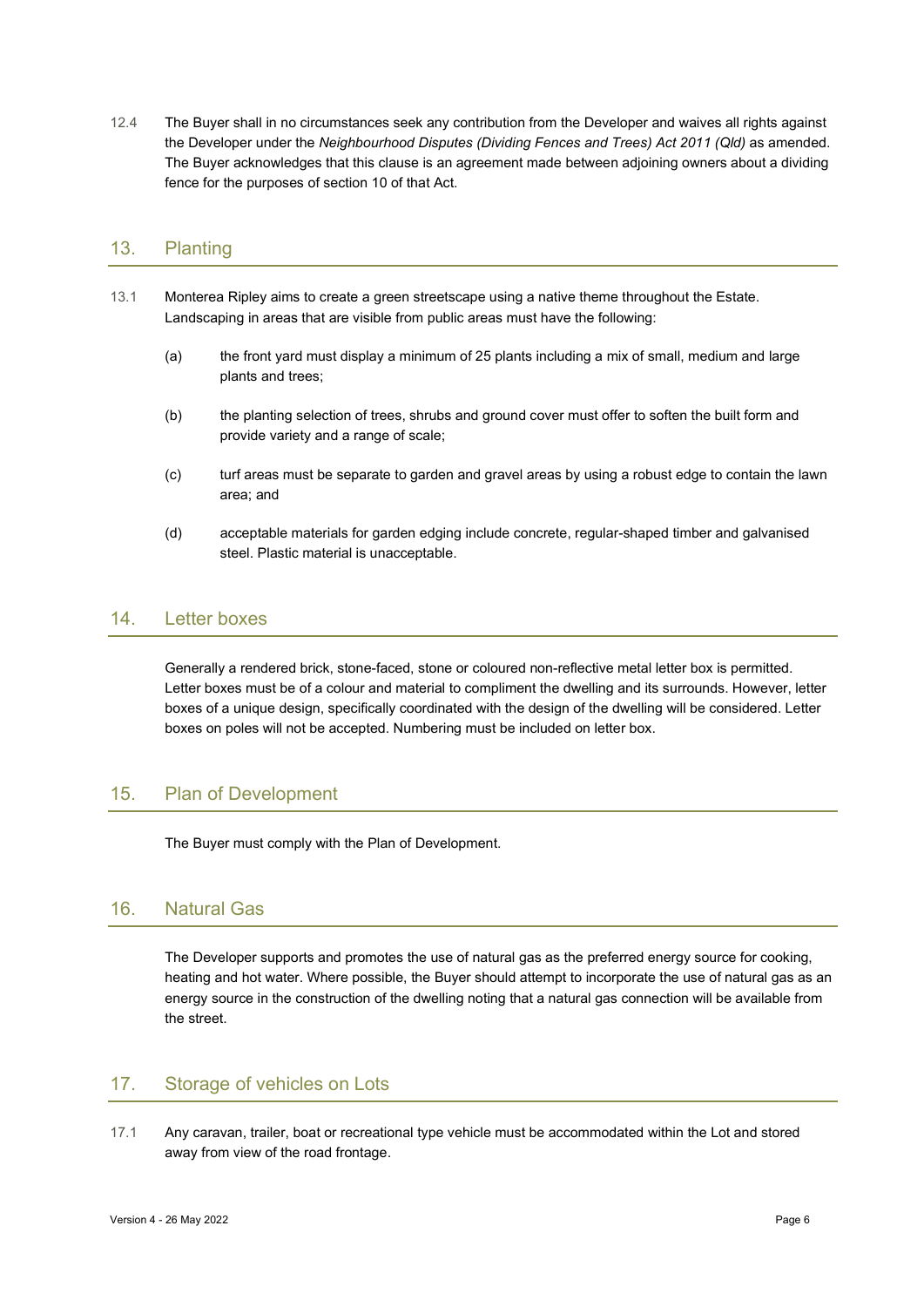12.4 The Buyer shall in no circumstances seek any contribution from the Developer and waives all rights against the Developer under the *Neighbourhood Disputes (Dividing Fences and Trees) Act 2011 (Qld)* as amended. The Buyer acknowledges that this clause is an agreement made between adjoining owners about a dividing fence for the purposes of section 10 of that Act.

## 13. Planting

13.1 Monterea Ripley aims to create a green streetscape using a native theme throughout the Estate. Landscaping in areas that are visible from public areas must have the following:

(a) the front yard must display a minimum of 25 plants including a mix of small, medium and large plants and trees;

(b) the planting selection of trees, shrubs and ground cover must offer to soften the built form and provide variety and a range of scale;

(c) turf areas must be separate to garden and gravel areas by using a robust edge to contain the lawn area; and

(d) acceptable materials for garden edging include concrete, regular-shaped timber and galvanised steel. Plastic material is unacceptable.

## 14. Letter boxes

Generally a rendered brick, stone-faced, stone or coloured non-reflective metal letter box is permitted. Letter boxes must be of a colour and material to compliment the dwelling and its surrounds. However, letter boxes of a unique design, specifically coordinated with the design of the dwelling will be considered. Letter boxes on poles will not be accepted. Numbering must be included on letter box.

## 15. Plan of Development

The Buyer must comply with the Plan of Development.

## 16. Natural Gas

The Developer supports and promotes the use of natural gas as the preferred energy source for cooking, heating and hot water. Where possible, the Buyer should attempt to incorporate the use of natural gas as an energy source in the construction of the dwelling noting that a natural gas connection will be available from the street.

## 17. Storage of vehicles on Lots

17.1 Any caravan, trailer, boat or recreational type vehicle must be accommodated within the Lot and stored away from view of the road frontage.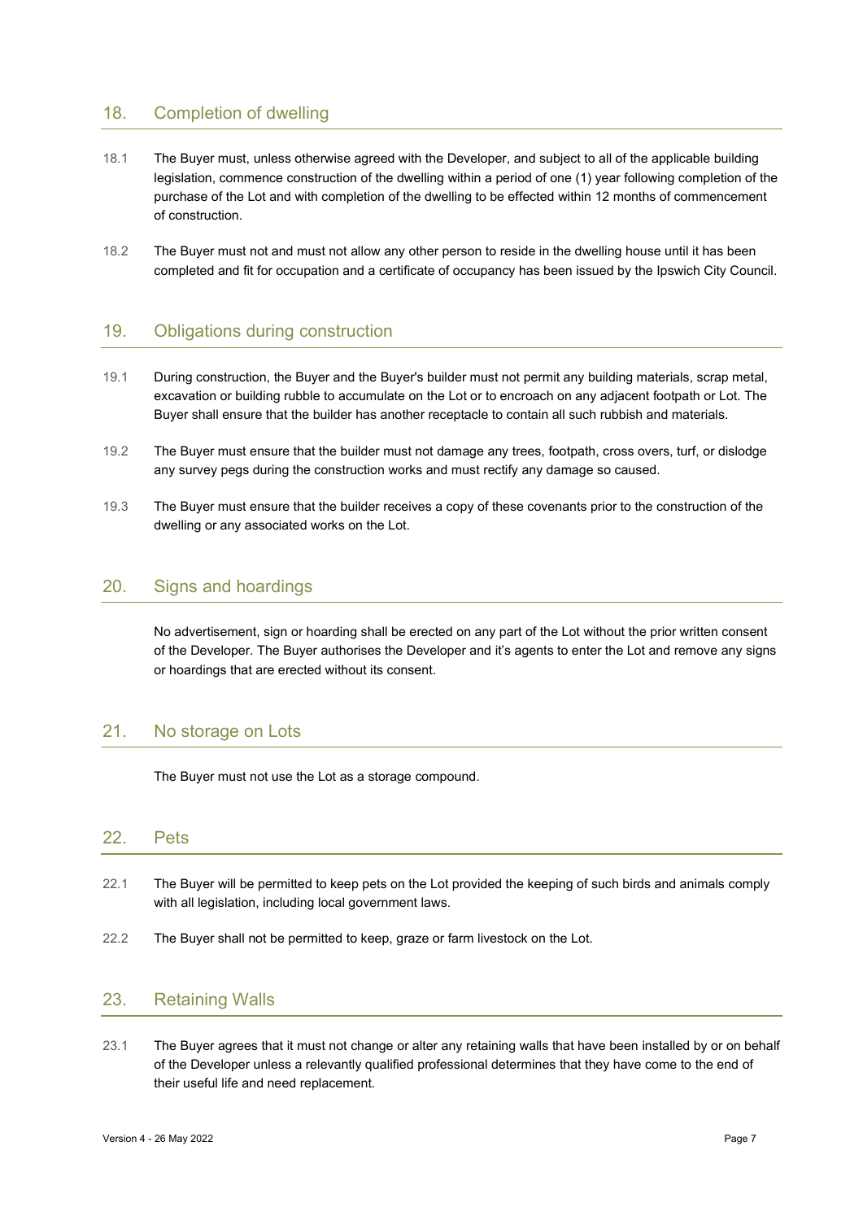## 18. Completion of dwelling

18.1 The Buyer must, unless otherwise agreed with the Developer, and subject to all of the applicable building legislation, commence construction of the dwelling within a period of one (1) year following completion of the purchase of the Lot and with completion of the dwelling to be effected within 12 months of commencement of construction.

18.2 The Buyer must not and must not allow any other person to reside in the dwelling house until it has been completed and fit for occupation and a certificate of occupancy has been issued by the Ipswich City Council.

## 19. Obligations during construction

19.1 During construction, the Buyer and the Buyer's builder must not permit any building materials, scrap metal, excavation or building rubble to accumulate on the Lot or to encroach on any adjacent footpath or Lot. The Buyer shall ensure that the builder has another receptacle to contain all such rubbish and materials.

19.2 The Buyer must ensure that the builder must not damage any trees, footpath, cross overs, turf, or dislodge any survey pegs during the construction works and must rectify any damage so caused.

19.3 The Buyer must ensure that the builder receives a copy of these covenants prior to the construction of the dwelling or any associated works on the Lot.

## 20. Signs and hoardings

No advertisement, sign or hoarding shall be erected on any part of the Lot without the prior written consent of the Developer. The Buyer authorises the Developer and it's agents to enter the Lot and remove any signs or hoardings that are erected without its consent.

## 21. No storage on Lots

The Buyer must not use the Lot as a storage compound.

## 22. Pets

22.1 The Buyer will be permitted to keep pets on the Lot provided the keeping of such birds and animals comply with all legislation, including local government laws.

22.2 The Buyer shall not be permitted to keep, graze or farm livestock on the Lot.

## 23. Retaining Walls

23.1 The Buyer agrees that it must not change or alter any retaining walls that have been installed by or on behalf of the Developer unless a relevantly qualified professional determines that they have come to the end of their useful life and need replacement.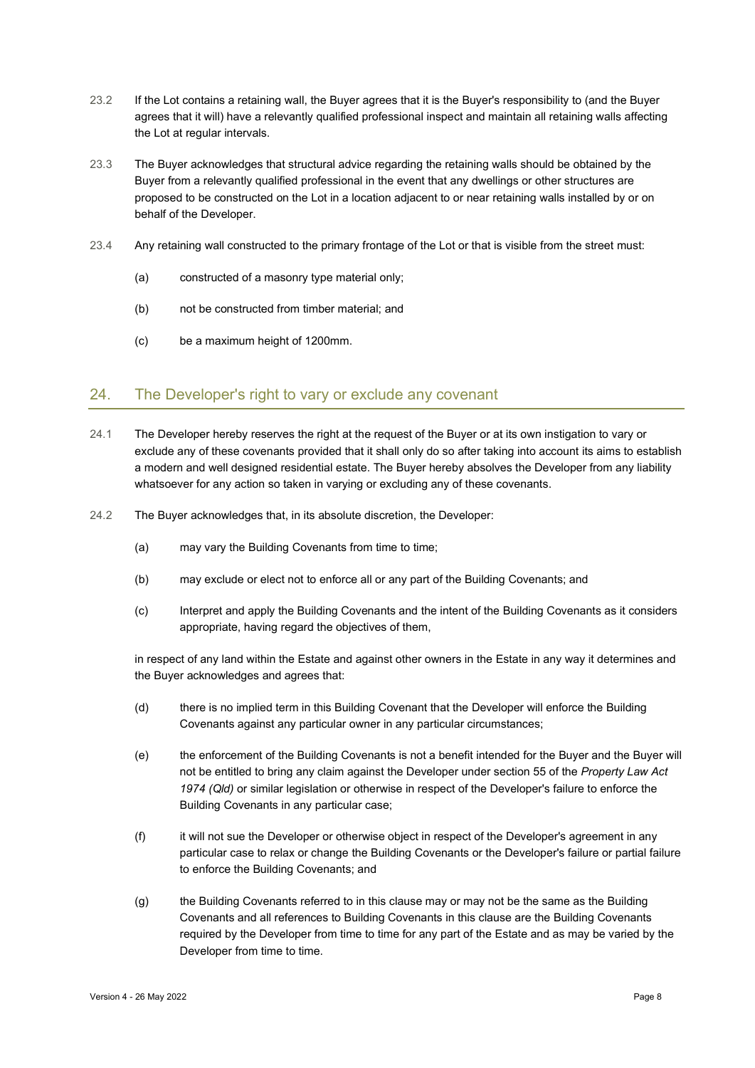23.2 If the Lot contains a retaining wall, the Buyer agrees that it is the Buyer's responsibility to (and the Buyer agrees that it will) have a relevantly qualified professional inspect and maintain all retaining walls affecting the Lot at regular intervals.

23.3 The Buyer acknowledges that structural advice regarding the retaining walls should be obtained by the Buyer from a relevantly qualified professional in the event that any dwellings or other structures are proposed to be constructed on the Lot in a location adjacent to or near retaining walls installed by or on behalf of the Developer.

23.4 Any retaining wall constructed to the primary frontage of the Lot or that is visible from the street must:

(a) constructed of a masonry type material only;

(b) not be constructed from timber material; and

(c) be a maximum height of 1200mm.

## 24. The Developer's right to vary or exclude any covenant

24.1 The Developer hereby reserves the right at the request of the Buyer or at its own instigation to vary or exclude any of these covenants provided that it shall only do so after taking into account its aims to establish a modern and well designed residential estate. The Buyer hereby absolves the Developer from any liability whatsoever for any action so taken in varying or excluding any of these covenants.

24.2 The Buyer acknowledges that, in its absolute discretion, the Developer:

(a) may vary the Building Covenants from time to time;

(b) may exclude or elect not to enforce all or any part of the Building Covenants; and

(c) Interpret and apply the Building Covenants and the intent of the Building Covenants as it considers appropriate, having regard the objectives of them,

in respect of any land within the Estate and against other owners in the Estate in any way it determines and the Buyer acknowledges and agrees that:

(d) there is no implied term in this Building Covenant that the Developer will enforce the Building Covenants against any particular owner in any particular circumstances;

(e) the enforcement of the Building Covenants is not a benefit intended for the Buyer and the Buyer will not be entitled to bring any claim against the Developer under section 55 of the *Property Law Act 1974 (Qld)* or similar legislation or otherwise in respect of the Developer's failure to enforce the Building Covenants in any particular case;

(f) it will not sue the Developer or otherwise object in respect of the Developer's agreement in any particular case to relax or change the Building Covenants or the Developer's failure or partial failure to enforce the Building Covenants; and

(g) the Building Covenants referred to in this clause may or may not be the same as the Building Covenants and all references to Building Covenants in this clause are the Building Covenants required by the Developer from time to time for any part of the Estate and as may be varied by the Developer from time to time.

Version 4 - 26 May 2022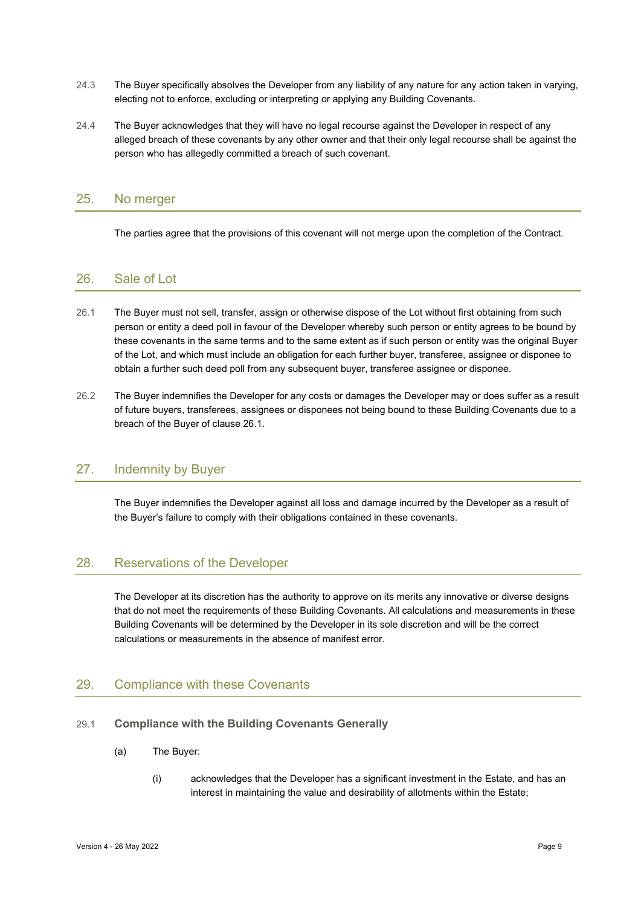24.3 The Buyer specifically absolves the Developer from any liability of any nature for any action taken in varying, electing not to enforce, excluding or interpreting or applying any Building Covenants.

24.4 The Buyer acknowledges that they will have no legal recourse against the Developer in respect of any alleged breach of these covenants by any other owner and that their only legal recourse shall be against the person who has allegedly committed a breach of such covenant.

## 25. No merger

The parties agree that the provisions of this covenant will not merge upon the completion of the Contract.

## 26. Sale of Lot

26.1 The Buyer must not sell, transfer, assign or otherwise dispose of the Lot without first obtaining from such person or entity a deed poll in favour of the Developer whereby such person or entity agrees to be bound by these covenants in the same terms and to the same extent as if such person or entity was the original Buyer of the Lot, and which must include an obligation for each further buyer, transferee, assignee or disponee to obtain a further such deed poll from any subsequent buyer, transferee assignee or disponee.

26.2 The Buyer indemnifies the Developer for any costs or damages the Developer may or does suffer as a result of future buyers, transferees, assignees or disponees not being bound to these Building Covenants due to a breach of the Buyer of clause 26.1.

## 27. Indemnity by Buyer

The Buyer indemnifies the Developer against all loss and damage incurred by the Developer as a result of the Buyer's failure to comply with their obligations contained in these covenants.

## 28. Reservations of the Developer

The Developer at its discretion has the authority to approve on its merits any innovative or diverse designs that do not meet the requirements of these Building Covenants. All calculations and measurements in these Building Covenants will be determined by the Developer in its sole discretion and will be the correct calculations or measurements in the absence of manifest error.

## 29. Compliance with these Covenants

### 29.1 Compliance with the Building Covenants Generally

(a) The Buyer:

(i) acknowledges that the Developer has a significant investment in the Estate, and has an interest in maintaining the value and desirability of allotments within the Estate;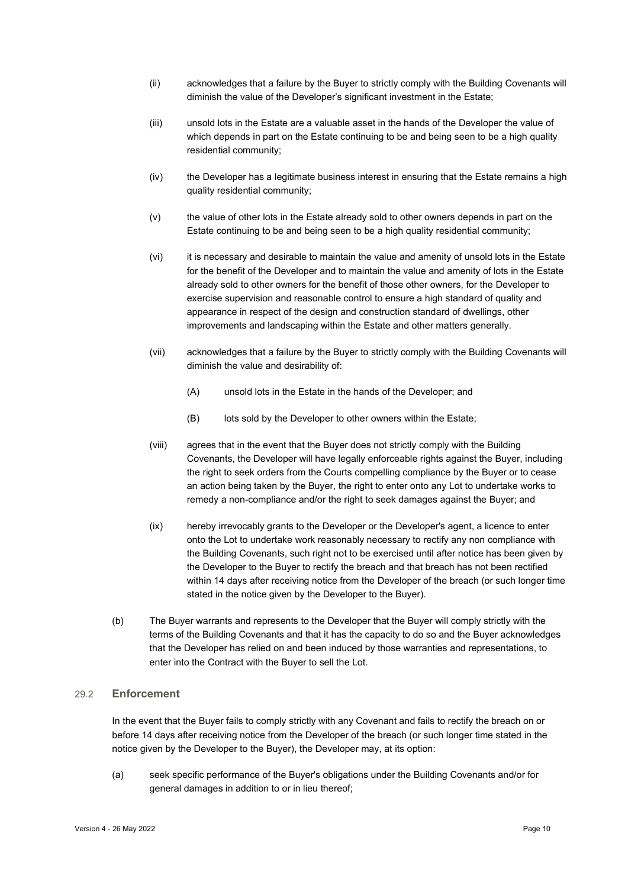(ii) acknowledges that a failure by the Buyer to strictly comply with the Building Covenants will diminish the value of the Developer's significant investment in the Estate;

(iii) unsold lots in the Estate are a valuable asset in the hands of the Developer the value of which depends in part on the Estate continuing to be and being seen to be a high quality residential community;

(iv) the Developer has a legitimate business interest in ensuring that the Estate remains a high quality residential community;

(v) the value of other lots in the Estate already sold to other owners depends in part on the Estate continuing to be and being seen to be a high quality residential community;

(vi) it is necessary and desirable to maintain the value and amenity of unsold lots in the Estate for the benefit of the Developer and to maintain the value and amenity of lots in the Estate already sold to other owners for the benefit of those other owners, for the Developer to exercise supervision and reasonable control to ensure a high standard of quality and appearance in respect of the design and construction standard of dwellings, other improvements and landscaping within the Estate and other matters generally.

(vii) acknowledges that a failure by the Buyer to strictly comply with the Building Covenants will diminish the value and desirability of:

(A) unsold lots in the Estate in the hands of the Developer; and

(B) lots sold by the Developer to other owners within the Estate;

(viii) agrees that in the event that the Buyer does not strictly comply with the Building Covenants, the Developer will have legally enforceable rights against the Buyer, including the right to seek orders from the Courts compelling compliance by the Buyer or to cease an action being taken by the Buyer, the right to enter onto any Lot to undertake works to remedy a non-compliance and/or the right to seek damages against the Buyer; and

(ix) hereby irrevocably grants to the Developer or the Developer's agent, a licence to enter onto the Lot to undertake work reasonably necessary to rectify any non compliance with the Building Covenants, such right not to be exercised until after notice has been given by the Developer to the Buyer to rectify the breach and that breach has not been rectified within 14 days after receiving notice from the Developer of the breach (or such longer time stated in the notice given by the Developer to the Buyer).

(b) The Buyer warrants and represents to the Developer that the Buyer will comply strictly with the terms of the Building Covenants and that it has the capacity to do so and the Buyer acknowledges that the Developer has relied on and been induced by those warranties and representations, to enter into the Contract with the Buyer to sell the Lot.

### 29.2 Enforcement

In the event that the Buyer fails to comply strictly with any Covenant and fails to rectify the breach on or before 14 days after receiving notice from the Developer of the breach (or such longer time stated in the notice given by the Developer to the Buyer), the Developer may, at its option:

(a) seek specific performance of the Buyer's obligations under the Building Covenants and/or for general damages in addition to or in lieu thereof;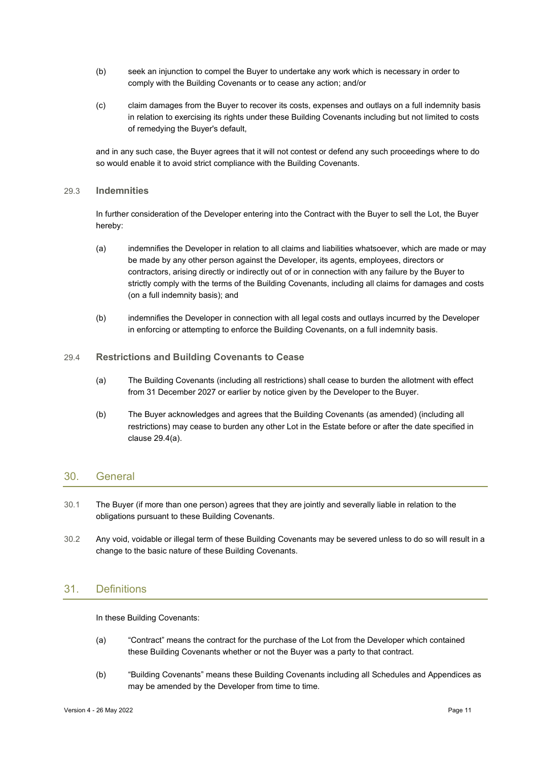(b) seek an injunction to compel the Buyer to undertake any work which is necessary in order to comply with the Building Covenants or to cease any action; and/or

(c) claim damages from the Buyer to recover its costs, expenses and outlays on a full indemnity basis in relation to exercising its rights under these Building Covenants including but not limited to costs of remedying the Buyer's default,

and in any such case, the Buyer agrees that it will not contest or defend any such proceedings where to do so would enable it to avoid strict compliance with the Building Covenants.

### 29.3 Indemnities

In further consideration of the Developer entering into the Contract with the Buyer to sell the Lot, the Buyer hereby:

(a) indemnifies the Developer in relation to all claims and liabilities whatsoever, which are made or may be made by any other person against the Developer, its agents, employees, directors or contractors, arising directly or indirectly out of or in connection with any failure by the Buyer to strictly comply with the terms of the Building Covenants, including all claims for damages and costs (on a full indemnity basis); and

(b) indemnifies the Developer in connection with all legal costs and outlays incurred by the Developer in enforcing or attempting to enforce the Building Covenants, on a full indemnity basis.

### 29.4 Restrictions and Building Covenants to Cease

(a) The Building Covenants (including all restrictions) shall cease to burden the allotment with effect from 31 December 2027 or earlier by notice given by the Developer to the Buyer.

(b) The Buyer acknowledges and agrees that the Building Covenants (as amended) (including all restrictions) may cease to burden any other Lot in the Estate before or after the date specified in clause 29.4(a).

## 30. General

30.1 The Buyer (if more than one person) agrees that they are jointly and severally liable in relation to the obligations pursuant to these Building Covenants.

30.2 Any void, voidable or illegal term of these Building Covenants may be severed unless to do so will result in a change to the basic nature of these Building Covenants.

## 31. Definitions

In these Building Covenants:

(a) "Contract" means the contract for the purchase of the Lot from the Developer which contained these Building Covenants whether or not the Buyer was a party to that contract.

(b) "Building Covenants" means these Building Covenants including all Schedules and Appendices as may be amended by the Developer from time to time.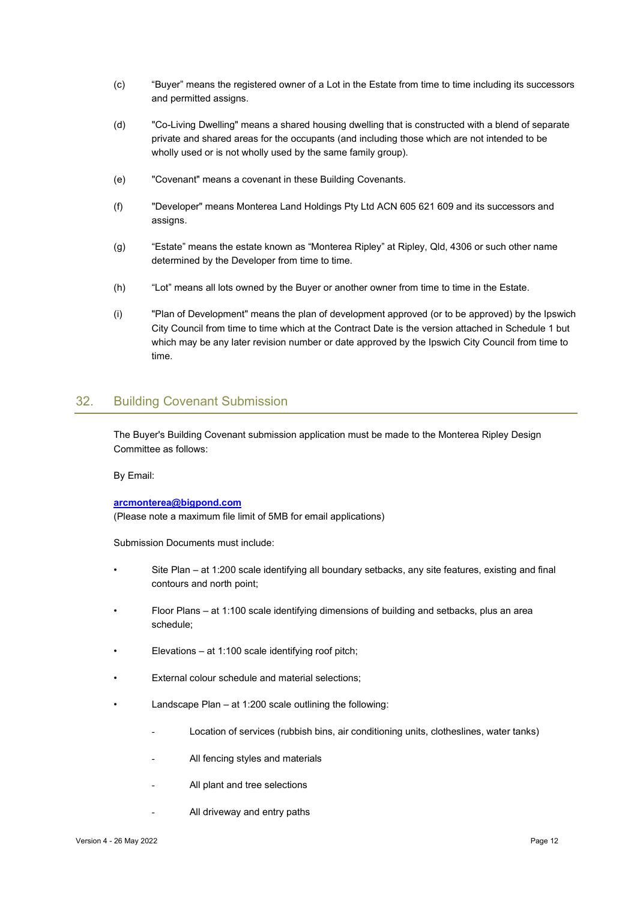(c) "Buyer" means the registered owner of a Lot in the Estate from time to time including its successors and permitted assigns.

(d) "Co-Living Dwelling" means a shared housing dwelling that is constructed with a blend of separate private and shared areas for the occupants (and including those which are not intended to be wholly used or is not wholly used by the same family group).

(e) "Covenant" means a covenant in these Building Covenants.

(f) "Developer" means Monterea Land Holdings Pty Ltd ACN 605 621 609 and its successors and assigns.

(g) "Estate" means the estate known as "Monterea Ripley" at Ripley, Qld, 4306 or such other name determined by the Developer from time to time.

(h) "Lot" means all lots owned by the Buyer or another owner from time to time in the Estate.

(i) "Plan of Development" means the plan of development approved (or to be approved) by the Ipswich City Council from time to time which at the Contract Date is the version attached in Schedule 1 but which may be any later revision number or date approved by the Ipswich City Council from time to time.

## 32. Building Covenant Submission

The Buyer's Building Covenant submission application must be made to the Monterea Ripley Design Committee as follows:

By Email:

**arcmonterea@bigpond.com**
(Please note a maximum file limit of 5MB for email applications)

Submission Documents must include:

- Site Plan – at 1:200 scale identifying all boundary setbacks, any site features, existing and final contours and north point;
- Floor Plans – at 1:100 scale identifying dimensions of building and setbacks, plus an area schedule;
- Elevations – at 1:100 scale identifying roof pitch;
- External colour schedule and material selections;
- Landscape Plan – at 1:200 scale outlining the following:
  - Location of services (rubbish bins, air conditioning units, clotheslines, water tanks)
  - All fencing styles and materials
  - All plant and tree selections
  - All driveway and entry paths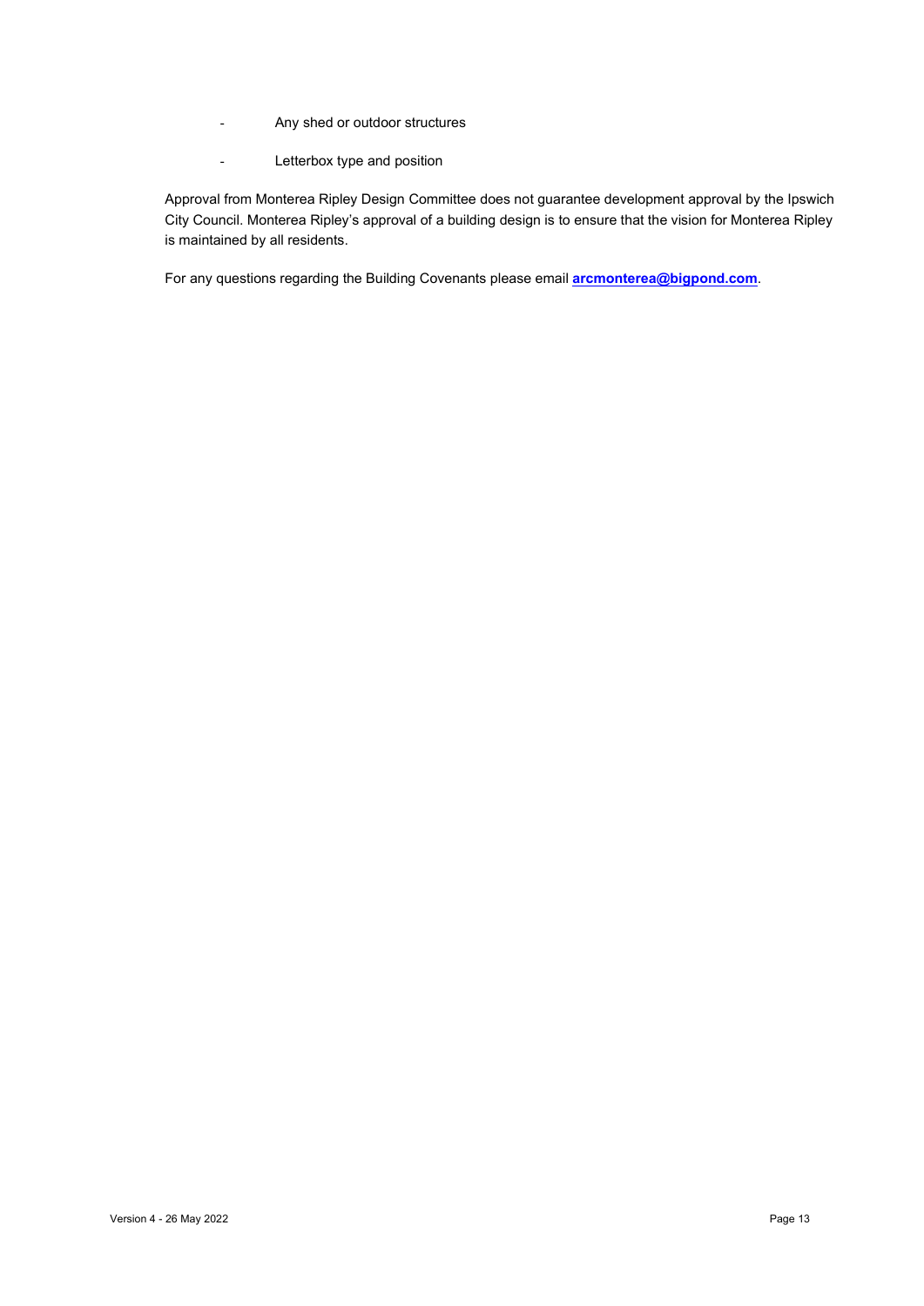- Any shed or outdoor structures
- Letterbox type and position

Approval from Monterea Ripley Design Committee does not guarantee development approval by the Ipswich City Council. Monterea Ripley's approval of a building design is to ensure that the vision for Monterea Ripley is maintained by all residents.

For any questions regarding the Building Covenants please email **arcmonterea@bigpond.com**.